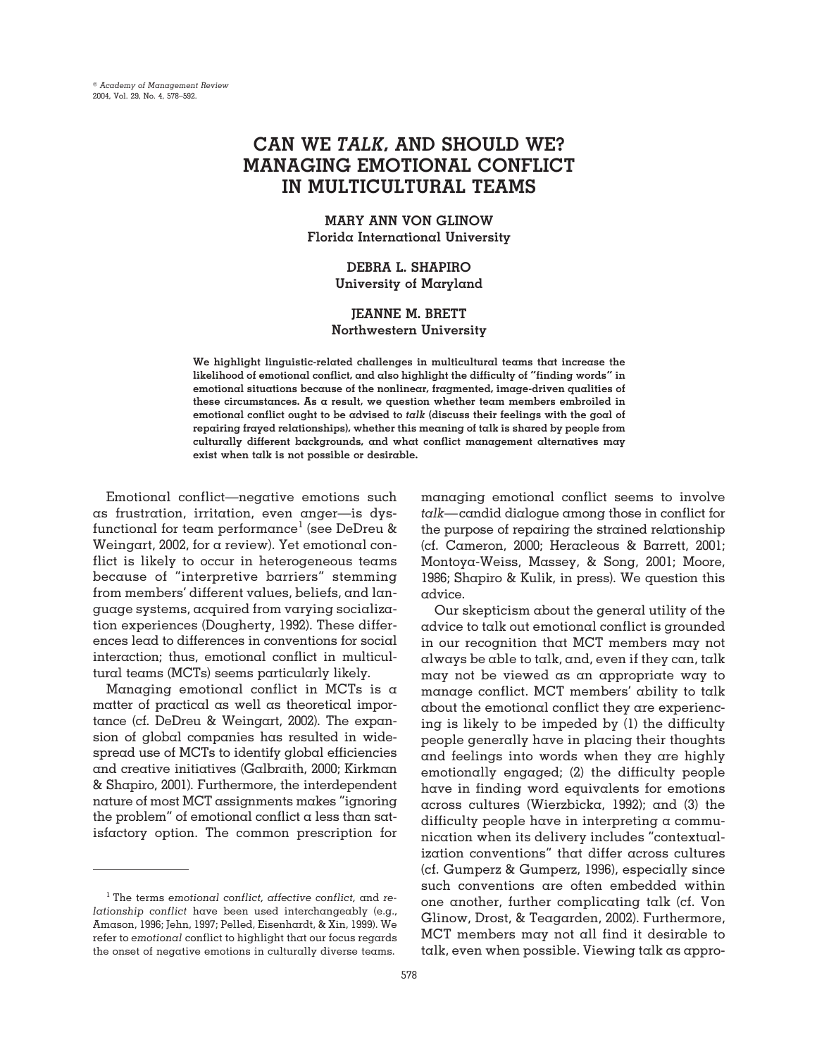# CAN WE *TALK,* AND SHOULD WE? MANAGING EMOTIONAL CONFLICT IN MULTICULTURAL TEAMS

**MARY ANN VON GLINOW**
**Florida International University**

**DEBRA L. SHAPIRO**
**University of Maryland**

**JEANNE M. BRETT**
**Northwestern University**

**We highlight linguistic-related challenges in multicultural teams that increase the likelihood of emotional conflict, and also highlight the difficulty of "finding words" in emotional situations because of the nonlinear, fragmented, image-driven qualities of these circumstances. As a result, we question whether team members embroiled in emotional conflict ought to be advised to *talk* (discuss their feelings with the goal of repairing frayed relationships), whether this meaning of talk is shared by people from culturally different backgrounds, and what conflict management alternatives may exist when talk is not possible or desirable.**

Emotional conflict—negative emotions such as frustration, irritation, even anger—is dysfunctional for team performance[1] (see DeDreu & Weingart, 2002, for a review). Yet emotional conflict is likely to occur in heterogeneous teams because of "interpretive barriers" stemming from members' different values, beliefs, and language systems, acquired from varying socialization experiences (Dougherty, 1992). These differences lead to differences in conventions for social interaction; thus, emotional conflict in multicultural teams (MCTs) seems particularly likely.

Managing emotional conflict in MCTs is a matter of practical as well as theoretical importance (cf. DeDreu & Weingart, 2002). The expansion of global companies has resulted in widespread use of MCTs to identify global efficiencies and creative initiatives (Galbraith, 2000; Kirkman & Shapiro, 2001). Furthermore, the interdependent nature of most MCT assignments makes "ignoring the problem" of emotional conflict a less than satisfactory option. The common prescription for managing emotional conflict seems to involve *talk*—candid dialogue among those in conflict for the purpose of repairing the strained relationship (cf. Cameron, 2000; Heracleous & Barrett, 2001; Montoya-Weiss, Massey, & Song, 2001; Moore, 1986; Shapiro & Kulik, in press). We question this advice.

Our skepticism about the general utility of the advice to talk out emotional conflict is grounded in our recognition that MCT members may not always be able to talk, and, even if they can, talk may not be viewed as an appropriate way to manage conflict. MCT members' ability to talk about the emotional conflict they are experiencing is likely to be impeded by (1) the difficulty people generally have in placing their thoughts and feelings into words when they are highly emotionally engaged; (2) the difficulty people have in finding word equivalents for emotions across cultures (Wierzbicka, 1992); and (3) the difficulty people have in interpreting a communication when its delivery includes "contextualization conventions" that differ across cultures (cf. Gumperz & Gumperz, 1996), especially since such conventions are often embedded within one another, further complicating talk (cf. Von Glinow, Drost, & Teagarden, 2002). Furthermore, MCT members may not all find it desirable to talk, even when possible. Viewing talk as appro-

[1] The terms *emotional conflict, affective conflict,* and *relationship conflict* have been used interchangeably (e.g., Amason, 1996; Jehn, 1997; Pelled, Eisenhardt, & Xin, 1999). We refer to *emotional* conflict to highlight that our focus regards the onset of negative emotions in culturally diverse teams.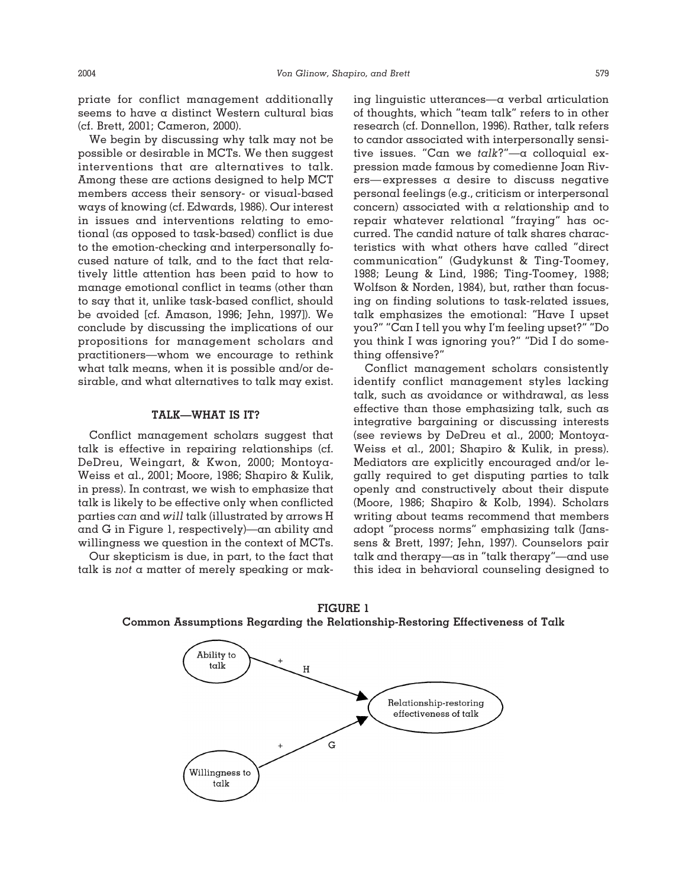priate for conflict management additionally seems to have a distinct Western cultural bias (cf. Brett, 2001; Cameron, 2000).

We begin by discussing why talk may not be possible or desirable in MCTs. We then suggest interventions that are alternatives to talk. Among these are actions designed to help MCT members access their sensory- or visual-based ways of knowing (cf. Edwards, 1986). Our interest in issues and interventions relating to emotional (as opposed to task-based) conflict is due to the emotion-checking and interpersonally focused nature of talk, and to the fact that relatively little attention has been paid to how to manage emotional conflict in teams (other than to say that it, unlike task-based conflict, should be avoided [cf. Amason, 1996; Jehn, 1997]). We conclude by discussing the implications of our propositions for management scholars and practitioners—whom we encourage to rethink what talk means, when it is possible and/or desirable, and what alternatives to talk may exist.

## TALK—WHAT IS IT?

Conflict management scholars suggest that talk is effective in repairing relationships (cf. DeDreu, Weingart, & Kwon, 2000; Montoya-Weiss et al., 2001; Moore, 1986; Shapiro & Kulik, in press). In contrast, we wish to emphasize that talk is likely to be effective only when conflicted parties *can* and *will* talk (illustrated by arrows H and G in Figure 1, respectively)—an ability and willingness we question in the context of MCTs.

Our skepticism is due, in part, to the fact that talk is *not* a matter of merely speaking or making linguistic utterances—a verbal articulation of thoughts, which "team talk" refers to in other research (cf. Donnellon, 1996). Rather, talk refers to candor associated with interpersonally sensitive issues. "Can we *talk*?"—a colloquial expression made famous by comedienne Joan Rivers—expresses a desire to discuss negative personal feelings (e.g., criticism or interpersonal concern) associated with a relationship and to repair whatever relational "fraying" has occurred. The candid nature of talk shares characteristics with what others have called "direct communication" (Gudykunst & Ting-Toomey, 1988; Leung & Lind, 1986; Ting-Toomey, 1988; Wolfson & Norden, 1984), but, rather than focusing on finding solutions to task-related issues, talk emphasizes the emotional: "Have I upset you?" "Can I tell you why I'm feeling upset?" "Do you think I was ignoring you?" "Did I do something offensive?"

Conflict management scholars consistently identify conflict management styles lacking talk, such as avoidance or withdrawal, as less effective than those emphasizing talk, such as integrative bargaining or discussing interests (see reviews by DeDreu et al., 2000; Montoya-Weiss et al., 2001; Shapiro & Kulik, in press). Mediators are explicitly encouraged and/or legally required to get disputing parties to talk openly and constructively about their dispute (Moore, 1986; Shapiro & Kolb, 1994). Scholars writing about teams recommend that members adopt "process norms" emphasizing talk (Janssens & Brett, 1997; Jehn, 1997). Counselors pair talk and therapy—as in "talk therapy"—and use this idea in behavioral counseling designed to

**FIGURE 1**
**Common Assumptions Regarding the Relationship-Restoring Effectiveness of Talk**

Ability to talk —(+ H)→ Relationship-restoring effectiveness of talk

Willingness to talk —(+ G)→ Relationship-restoring effectiveness of talk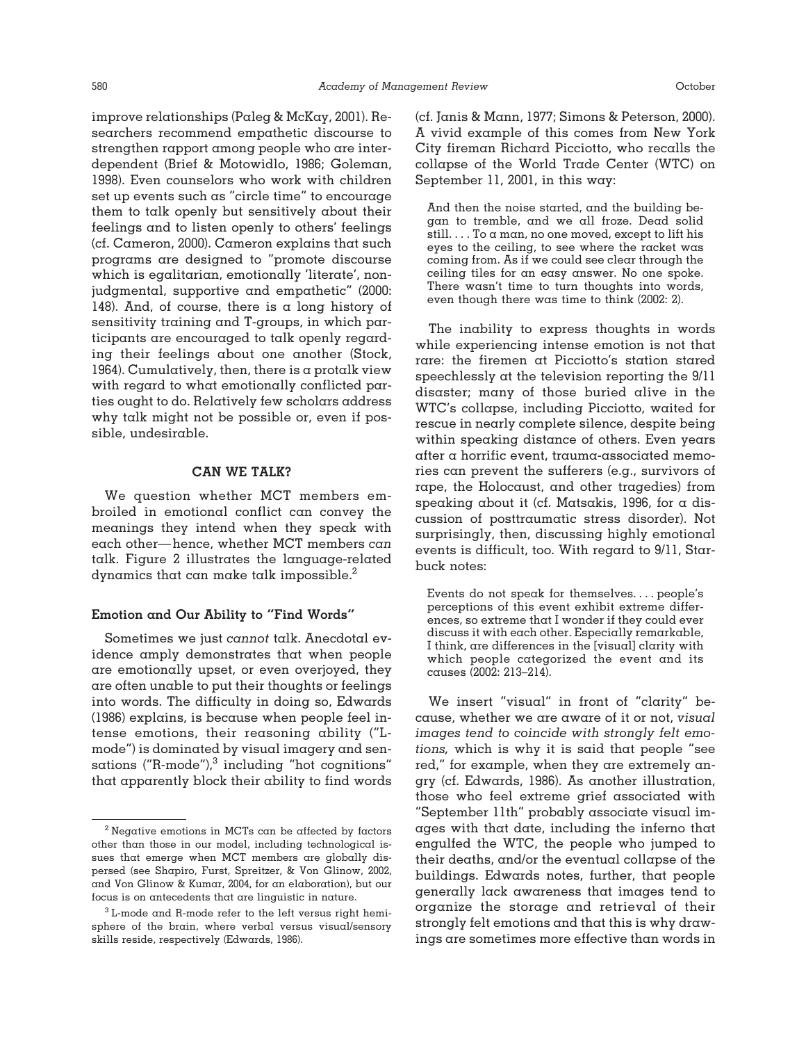improve relationships (Paleg & McKay, 2001). Researchers recommend empathetic discourse to strengthen rapport among people who are interdependent (Brief & Motowidlo, 1986; Goleman, 1998). Even counselors who work with children set up events such as "circle time" to encourage them to talk openly but sensitively about their feelings and to listen openly to others' feelings (cf. Cameron, 2000). Cameron explains that such programs are designed to "promote discourse which is egalitarian, emotionally 'literate', nonjudgmental, supportive and empathetic" (2000: 148). And, of course, there is a long history of sensitivity training and T-groups, in which participants are encouraged to talk openly regarding their feelings about one another (Stock, 1964). Cumulatively, then, there is a protalk view with regard to what emotionally conflicted parties ought to do. Relatively few scholars address why talk might not be possible or, even if possible, undesirable.

## CAN WE TALK?

We question whether MCT members embroiled in emotional conflict can convey the meanings they intend when they speak with each other—hence, whether MCT members *can* talk. Figure 2 illustrates the language-related dynamics that can make talk impossible.[2]

### Emotion and Our Ability to "Find Words"

Sometimes we just *cannot* talk. Anecdotal evidence amply demonstrates that when people are emotionally upset, or even overjoyed, they are often unable to put their thoughts or feelings into words. The difficulty in doing so, Edwards (1986) explains, is because when people feel intense emotions, their reasoning ability ("L-mode") is dominated by visual imagery and sensations ("R-mode"),[3] including "hot cognitions" that apparently block their ability to find words (cf. Janis & Mann, 1977; Simons & Peterson, 2000). A vivid example of this comes from New York City fireman Richard Picciotto, who recalls the collapse of the World Trade Center (WTC) on September 11, 2001, in this way:

> And then the noise started, and the building began to tremble, and we all froze. Dead solid still. . . . To a man, no one moved, except to lift his eyes to the ceiling, to see where the racket was coming from. As if we could see clear through the ceiling tiles for an easy answer. No one spoke. There wasn't time to turn thoughts into words, even though there was time to think (2002: 2).

The inability to express thoughts in words while experiencing intense emotion is not that rare: the firemen at Picciotto's station stared speechlessly at the television reporting the 9/11 disaster; many of those buried alive in the WTC's collapse, including Picciotto, waited for rescue in nearly complete silence, despite being within speaking distance of others. Even years after a horrific event, trauma-associated memories can prevent the sufferers (e.g., survivors of rape, the Holocaust, and other tragedies) from speaking about it (cf. Matsakis, 1996, for a discussion of posttraumatic stress disorder). Not surprisingly, then, discussing highly emotional events is difficult, too. With regard to 9/11, Starbuck notes:

> Events do not speak for themselves. . . . people's perceptions of this event exhibit extreme differences, so extreme that I wonder if they could ever discuss it with each other. Especially remarkable, I think, are differences in the [visual] clarity with which people categorized the event and its causes (2002: 213–214).

We insert "visual" in front of "clarity" because, whether we are aware of it or not, *visual images tend to coincide with strongly felt emotions,* which is why it is said that people "see red," for example, when they are extremely angry (cf. Edwards, 1986). As another illustration, those who feel extreme grief associated with "September 11th" probably associate visual images with that date, including the inferno that engulfed the WTC, the people who jumped to their deaths, and/or the eventual collapse of the buildings. Edwards notes, further, that people generally lack awareness that images tend to organize the storage and retrieval of their strongly felt emotions and that this is why drawings are sometimes more effective than words in

---

[2] Negative emotions in MCTs can be affected by factors other than those in our model, including technological issues that emerge when MCT members are globally dispersed (see Shapiro, Furst, Spreitzer, & Von Glinow, 2002, and Von Glinow & Kumar, 2004, for an elaboration), but our focus is on antecedents that are linguistic in nature.

[3] L-mode and R-mode refer to the left versus right hemisphere of the brain, where verbal versus visual/sensory skills reside, respectively (Edwards, 1986).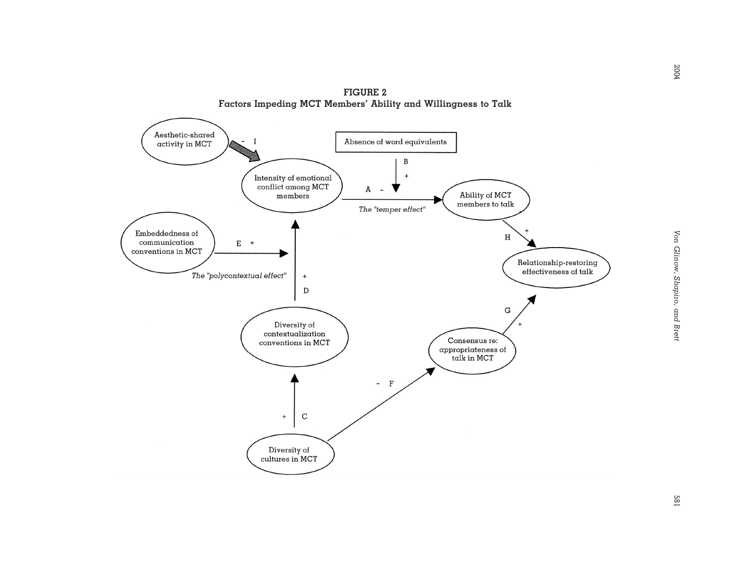**FIGURE 2**
**Factors Impeding MCT Members' Ability and Willingness to Talk**

Aesthetic-shared activity in MCT

Absence of word equivalents

Intensity of emotional conflict among MCT members

Ability of MCT members to talk

*The "temper effect"*

Embeddedness of communication conventions in MCT

*The "polycontextual effect"*

Relationship-restoring effectiveness of talk

Diversity of contextualization conventions in MCT

Consensus re: appropriateness of talk in MCT

Diversity of cultures in MCT

- I: Aesthetic-shared activity in MCT → Intensity of emotional conflict among MCT members
- A: Intensity of emotional conflict among MCT members → Ability of MCT members to talk
- B +: Absence of word equivalents → path A
- C +: Diversity of cultures in MCT → Diversity of contextualization conventions in MCT
- D +: Diversity of contextualization conventions in MCT → Intensity of emotional conflict among MCT members
- E +: Embeddedness of communication conventions in MCT → path D
- F -: Diversity of cultures in MCT → Consensus re: appropriateness of talk in MCT
- G +: Consensus re: appropriateness of talk in MCT → Relationship-restoring effectiveness of talk
- H +: Ability of MCT members to talk → Relationship-restoring effectiveness of talk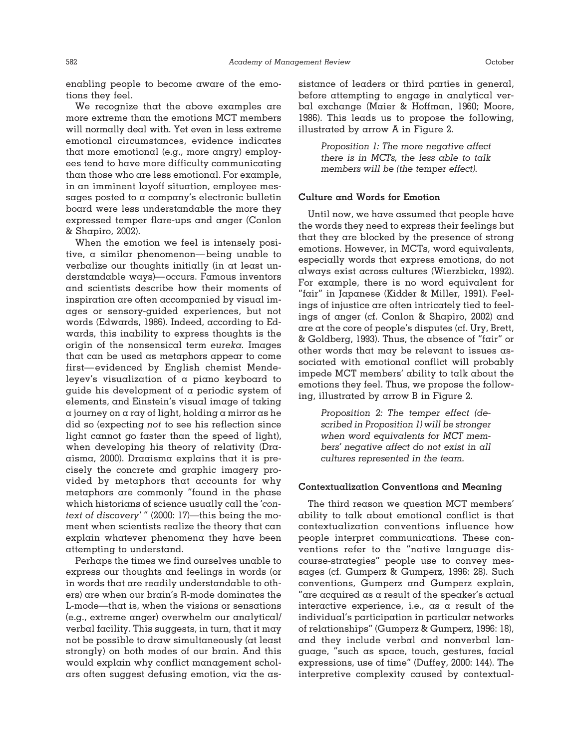enabling people to become aware of the emotions they feel.

We recognize that the above examples are more extreme than the emotions MCT members will normally deal with. Yet even in less extreme emotional circumstances, evidence indicates that more emotional (e.g., more angry) employees tend to have more difficulty communicating than those who are less emotional. For example, in an imminent layoff situation, employee messages posted to a company's electronic bulletin board were less understandable the more they expressed temper flare-ups and anger (Conlon & Shapiro, 2002).

When the emotion we feel is intensely positive, a similar phenomenon—being unable to verbalize our thoughts initially (in at least understandable ways)—occurs. Famous inventors and scientists describe how their moments of inspiration are often accompanied by visual images or sensory-guided experiences, but not words (Edwards, 1986). Indeed, according to Edwards, this inability to express thoughts is the origin of the nonsensical term *eureka*. Images that can be used as metaphors appear to come first—evidenced by English chemist Mendeleyev's visualization of a piano keyboard to guide his development of a periodic system of elements, and Einstein's visual image of taking a journey on a ray of light, holding a mirror as he did so (expecting *not* to see his reflection since light cannot go faster than the speed of light), when developing his theory of relativity (Draaisma, 2000). Draaisma explains that it is precisely the concrete and graphic imagery provided by metaphors that accounts for why metaphors are commonly "found in the phase which historians of science usually call the '*context of discovery*' " (2000: 17)—this being the moment when scientists realize the theory that can explain whatever phenomena they have been attempting to understand.

Perhaps the times we find ourselves unable to express our thoughts and feelings in words (or in words that are readily understandable to others) are when our brain's R-mode dominates the L-mode—that is, when the visions or sensations (e.g., extreme anger) overwhelm our analytical/verbal facility. This suggests, in turn, that it may not be possible to draw simultaneously (at least strongly) on both modes of our brain. And this would explain why conflict management scholars often suggest defusing emotion, via the assistance of leaders or third parties in general, before attempting to engage in analytical verbal exchange (Maier & Hoffman, 1960; Moore, 1986). This leads us to propose the following, illustrated by arrow A in Figure 2.

> *Proposition 1: The more negative affect there is in MCTs, the less able to talk members will be (the temper effect).*

### Culture and Words for Emotion

Until now, we have assumed that people have the words they need to express their feelings but that they are blocked by the presence of strong emotions. However, in MCTs, word equivalents, especially words that express emotions, do not always exist across cultures (Wierzbicka, 1992). For example, there is no word equivalent for "fair" in Japanese (Kidder & Miller, 1991). Feelings of injustice are often intricately tied to feelings of anger (cf. Conlon & Shapiro, 2002) and are at the core of people's disputes (cf. Ury, Brett, & Goldberg, 1993). Thus, the absence of "fair" or other words that may be relevant to issues associated with emotional conflict will probably impede MCT members' ability to talk about the emotions they feel. Thus, we propose the following, illustrated by arrow B in Figure 2.

> *Proposition 2: The temper effect (described in Proposition 1) will be stronger when word equivalents for MCT members' negative affect do not exist in all cultures represented in the team.*

### Contextualization Conventions and Meaning

The third reason we question MCT members' ability to talk about emotional conflict is that contextualization conventions influence how people interpret communications. These conventions refer to the "native language discourse-strategies" people use to convey messages (cf. Gumperz & Gumperz, 1996: 28). Such conventions, Gumperz and Gumperz explain, "are acquired as a result of the speaker's actual interactive experience, i.e., as a result of the individual's participation in particular networks of relationships" (Gumperz & Gumperz, 1996: 18), and they include verbal and nonverbal language, "such as space, touch, gestures, facial expressions, use of time" (Duffey, 2000: 144). The interpretive complexity caused by contextual-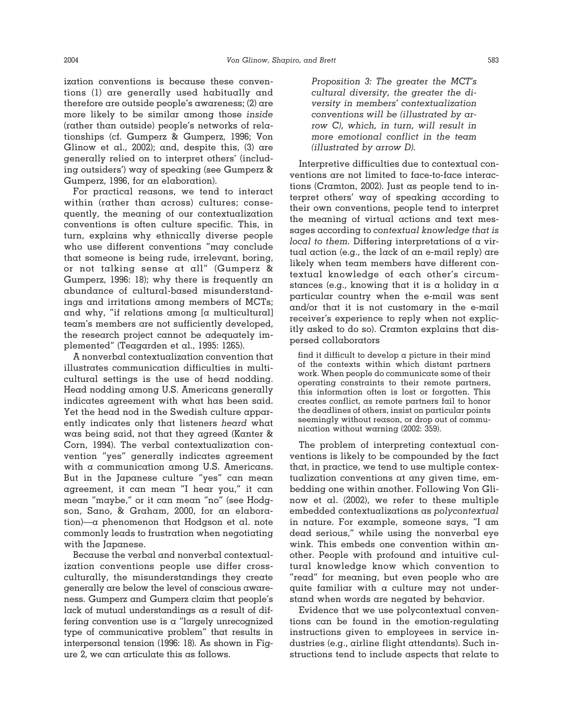ization conventions is because these conventions (1) are generally used habitually and therefore are outside people's awareness; (2) are more likely to be similar among those *inside* (rather than outside) people's networks of relationships (cf. Gumperz & Gumperz, 1996; Von Glinow et al., 2002); and, despite this, (3) are generally relied on to interpret others' (including outsiders') way of speaking (see Gumperz & Gumperz, 1996, for an elaboration).

For practical reasons, we tend to interact within (rather than across) cultures; consequently, the meaning of our contextualization conventions is often culture specific. This, in turn, explains why ethnically diverse people who use different conventions "may conclude that someone is being rude, irrelevant, boring, or not talking sense at all" (Gumperz & Gumperz, 1996: 18); why there is frequently an abundance of cultural-based misunderstandings and irritations among members of MCTs; and why, "if relations among [a multicultural] team's members are not sufficiently developed, the research project cannot be adequately implemented" (Teagarden et al., 1995: 1265).

A nonverbal contextualization convention that illustrates communication difficulties in multicultural settings is the use of head nodding. Head nodding among U.S. Americans generally indicates agreement with what has been said. Yet the head nod in the Swedish culture apparently indicates only that listeners *heard* what was being said, not that they agreed (Kanter & Corn, 1994). The verbal contextualization convention "yes" generally indicates agreement with a communication among U.S. Americans. But in the Japanese culture "yes" can mean agreement, it can mean "I hear you," it can mean "maybe," or it can mean "no" (see Hodgson, Sano, & Graham, 2000, for an elaboration)—a phenomenon that Hodgson et al. note commonly leads to frustration when negotiating with the Japanese.

Because the verbal and nonverbal contextualization conventions people use differ cross-culturally, the misunderstandings they create generally are below the level of conscious awareness. Gumperz and Gumperz claim that people's lack of mutual understandings as a result of differing convention use is a "largely unrecognized type of communicative problem" that results in interpersonal tension (1996: 18). As shown in Figure 2, we can articulate this as follows.

> *Proposition 3: The greater the MCT's cultural diversity, the greater the diversity in members' contextualization conventions will be (illustrated by arrow C), which, in turn, will result in more emotional conflict in the team (illustrated by arrow D).*

Interpretive difficulties due to contextual conventions are not limited to face-to-face interactions (Cramton, 2002). Just as people tend to interpret others' way of speaking according to their own conventions, people tend to interpret the meaning of virtual actions and text messages according to *contextual knowledge that is local to them*. Differing interpretations of a virtual action (e.g., the lack of an e-mail reply) are likely when team members have different contextual knowledge of each other's circumstances (e.g., knowing that it is a holiday in a particular country when the e-mail was sent and/or that it is not customary in the e-mail receiver's experience to reply when not explicitly asked to do so). Cramton explains that dispersed collaborators

> find it difficult to develop a picture in their mind of the contexts within which distant partners work. When people do communicate some of their operating constraints to their remote partners, this information often is lost or forgotten. This creates conflict, as remote partners fail to honor the deadlines of others, insist on particular points seemingly without reason, or drop out of communication without warning (2002: 359).

The problem of interpreting contextual conventions is likely to be compounded by the fact that, in practice, we tend to use multiple contextualization conventions at any given time, embedding one within another. Following Von Glinow et al. (2002), we refer to these multiple embedded contextualizations as *polycontextual* in nature. For example, someone says, "I am dead serious," while using the nonverbal eye wink. This embeds one convention within another. People with profound and intuitive cultural knowledge know which convention to "read" for meaning, but even people who are quite familiar with a culture may not understand when words are negated by behavior.

Evidence that we use polycontextual conventions can be found in the emotion-regulating instructions given to employees in service industries (e.g., airline flight attendants). Such instructions tend to include aspects that relate to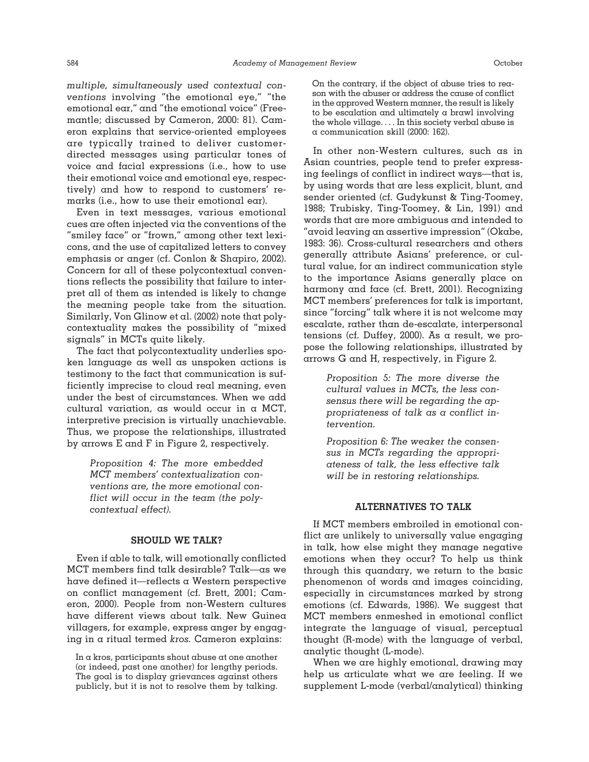*multiple, simultaneously used contextual conventions* involving "the emotional eye," "the emotional ear," and "the emotional voice" (Freemantle; discussed by Cameron, 2000: 81). Cameron explains that service-oriented employees are typically trained to deliver customer-directed messages using particular tones of voice and facial expressions (i.e., how to use their emotional voice and emotional eye, respectively) and how to respond to customers' remarks (i.e., how to use their emotional ear).

Even in text messages, various emotional cues are often injected via the conventions of the "smiley face" or "frown," among other text lexicons, and the use of capitalized letters to convey emphasis or anger (cf. Conlon & Shapiro, 2002). Concern for all of these polycontextual conventions reflects the possibility that failure to interpret all of them as intended is likely to change the meaning people take from the situation. Similarly, Von Glinow et al. (2002) note that polycontextuality makes the possibility of "mixed signals" in MCTs quite likely.

The fact that polycontextuality underlies spoken language as well as unspoken actions is testimony to the fact that communication is sufficiently imprecise to cloud real meaning, even under the best of circumstances. When we add cultural variation, as would occur in a MCT, interpretive precision is virtually unachievable. Thus, we propose the relationships, illustrated by arrows E and F in Figure 2, respectively.

> *Proposition 4: The more embedded MCT members' contextualization conventions are, the more emotional conflict will occur in the team (the polycontextual effect).*

## SHOULD WE TALK?

Even if able to talk, will emotionally conflicted MCT members find talk desirable? Talk—as we have defined it—reflects a Western perspective on conflict management (cf. Brett, 2001; Cameron, 2000). People from non-Western cultures have different views about talk. New Guinea villagers, for example, express anger by engaging in a ritual termed *kros*. Cameron explains:

> In a kros, participants shout abuse at one another (or indeed, past one another) for lengthy periods. The goal is to display grievances against others publicly, but it is not to resolve them by talking. On the contrary, if the object of abuse tries to reason with the abuser or address the cause of conflict in the approved Western manner, the result is likely to be escalation and ultimately a brawl involving the whole village. . . . In this society verbal abuse is a communication skill (2000: 162).

In other non-Western cultures, such as in Asian countries, people tend to prefer expressing feelings of conflict in indirect ways—that is, by using words that are less explicit, blunt, and sender oriented (cf. Gudykunst & Ting-Toomey, 1988; Trubisky, Ting-Toomey, & Lin, 1991) and words that are more ambiguous and intended to "avoid leaving an assertive impression" (Okabe, 1983: 36). Cross-cultural researchers and others generally attribute Asians' preference, or cultural value, for an indirect communication style to the importance Asians generally place on harmony and face (cf. Brett, 2001). Recognizing MCT members' preferences for talk is important, since "forcing" talk where it is not welcome may escalate, rather than de-escalate, interpersonal tensions (cf. Duffey, 2000). As a result, we propose the following relationships, illustrated by arrows G and H, respectively, in Figure 2.

> *Proposition 5: The more diverse the cultural values in MCTs, the less consensus there will be regarding the appropriateness of talk as a conflict intervention.*

> *Proposition 6: The weaker the consensus in MCTs regarding the appropriateness of talk, the less effective talk will be in restoring relationships.*

## ALTERNATIVES TO TALK

If MCT members embroiled in emotional conflict are unlikely to universally value engaging in talk, how else might they manage negative emotions when they occur? To help us think through this quandary, we return to the basic phenomenon of words and images coinciding, especially in circumstances marked by strong emotions (cf. Edwards, 1986). We suggest that MCT members enmeshed in emotional conflict integrate the language of visual, perceptual thought (R-mode) with the language of verbal, analytic thought (L-mode).

When we are highly emotional, drawing may help us articulate what we are feeling. If we supplement L-mode (verbal/analytical) thinking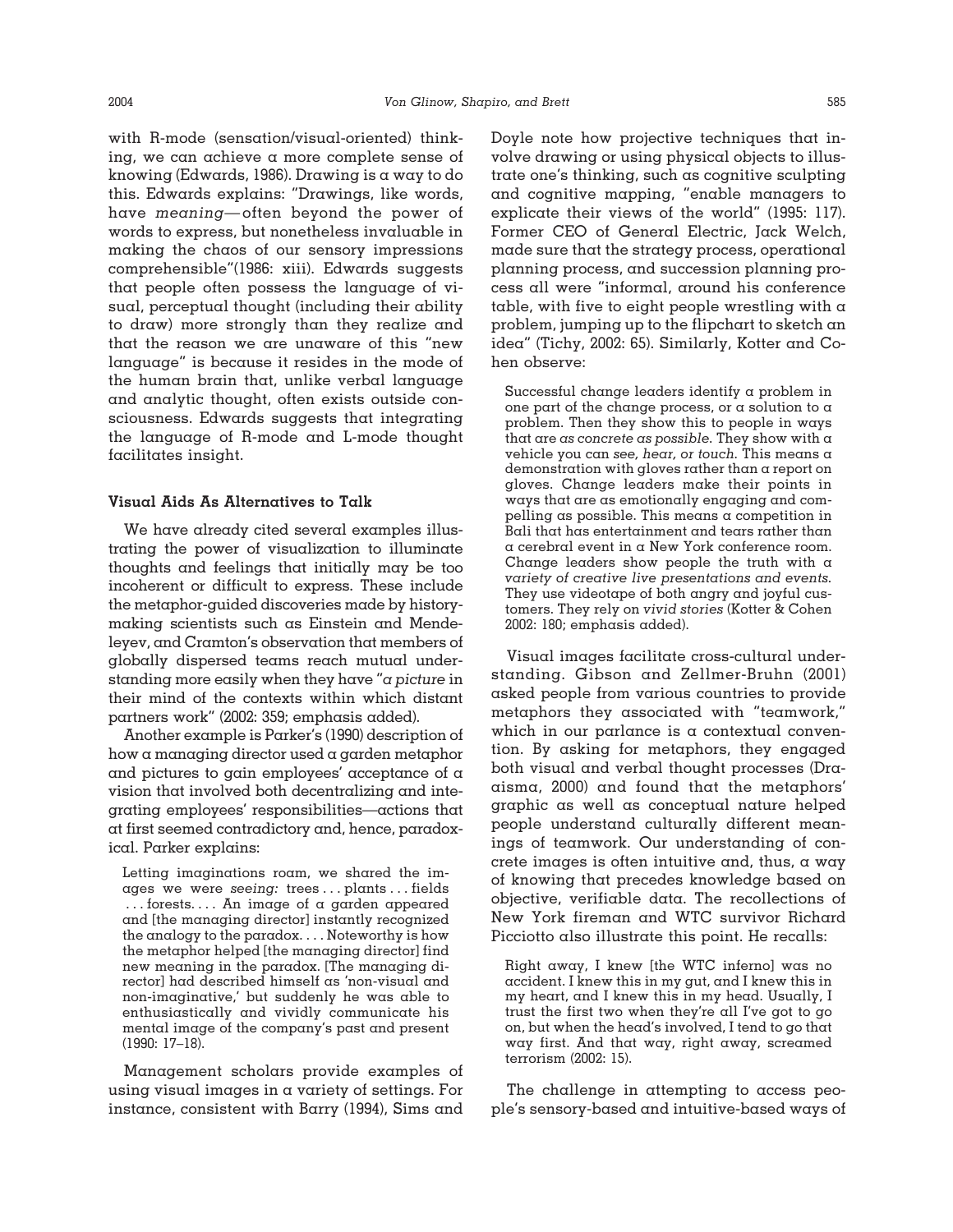with R-mode (sensation/visual-oriented) thinking, we can achieve a more complete sense of knowing (Edwards, 1986). Drawing is a way to do this. Edwards explains: "Drawings, like words, have *meaning*—often beyond the power of words to express, but nonetheless invaluable in making the chaos of our sensory impressions comprehensible"(1986: xiii). Edwards suggests that people often possess the language of visual, perceptual thought (including their ability to draw) more strongly than they realize and that the reason we are unaware of this "new language" is because it resides in the mode of the human brain that, unlike verbal language and analytic thought, often exists outside consciousness. Edwards suggests that integrating the language of R-mode and L-mode thought facilitates insight.

### Visual Aids As Alternatives to Talk

We have already cited several examples illustrating the power of visualization to illuminate thoughts and feelings that initially may be too incoherent or difficult to express. These include the metaphor-guided discoveries made by history-making scientists such as Einstein and Mendeleyev, and Cramton's observation that members of globally dispersed teams reach mutual understanding more easily when they have "*a picture* in their mind of the contexts within which distant partners work" (2002: 359; emphasis added).

Another example is Parker's (1990) description of how a managing director used a garden metaphor and pictures to gain employees' acceptance of a vision that involved both decentralizing and integrating employees' responsibilities—actions that at first seemed contradictory and, hence, paradoxical. Parker explains:

> Letting imaginations roam, we shared the images we were *seeing:* trees . . . plants . . . fields . . . forests. . . . An image of a garden appeared and [the managing director] instantly recognized the analogy to the paradox. . . . Noteworthy is how the metaphor helped [the managing director] find new meaning in the paradox. [The managing director] had described himself as 'non-visual and non-imaginative,' but suddenly he was able to enthusiastically and vividly communicate his mental image of the company's past and present (1990: 17–18).

Management scholars provide examples of using visual images in a variety of settings. For instance, consistent with Barry (1994), Sims and Doyle note how projective techniques that involve drawing or using physical objects to illustrate one's thinking, such as cognitive sculpting and cognitive mapping, "enable managers to explicate their views of the world" (1995: 117). Former CEO of General Electric, Jack Welch, made sure that the strategy process, operational planning process, and succession planning process all were "informal, around his conference table, with five to eight people wrestling with a problem, jumping up to the flipchart to sketch an idea" (Tichy, 2002: 65). Similarly, Kotter and Cohen observe:

> Successful change leaders identify a problem in one part of the change process, or a solution to a problem. Then they show this to people in ways that are *as concrete as possible*. They show with a vehicle you can *see, hear, or touch*. This means a demonstration with gloves rather than a report on gloves. Change leaders make their points in ways that are as emotionally engaging and compelling as possible. This means a competition in Bali that has entertainment and tears rather than a cerebral event in a New York conference room. Change leaders show people the truth with a *variety of creative live presentations and events.* They use videotape of both angry and joyful customers. They rely on *vivid stories* (Kotter & Cohen 2002: 180; emphasis added).

Visual images facilitate cross-cultural understanding. Gibson and Zellmer-Bruhn (2001) asked people from various countries to provide metaphors they associated with "teamwork," which in our parlance is a contextual convention. By asking for metaphors, they engaged both visual and verbal thought processes (Draaisma, 2000) and found that the metaphors' graphic as well as conceptual nature helped people understand culturally different meanings of teamwork. Our understanding of concrete images is often intuitive and, thus, a way of knowing that precedes knowledge based on objective, verifiable data. The recollections of New York fireman and WTC survivor Richard Picciotto also illustrate this point. He recalls:

> Right away, I knew [the WTC inferno] was no accident. I knew this in my gut, and I knew this in my heart, and I knew this in my head. Usually, I trust the first two when they're all I've got to go on, but when the head's involved, I tend to go that way first. And that way, right away, screamed terrorism (2002: 15).

The challenge in attempting to access people's sensory-based and intuitive-based ways of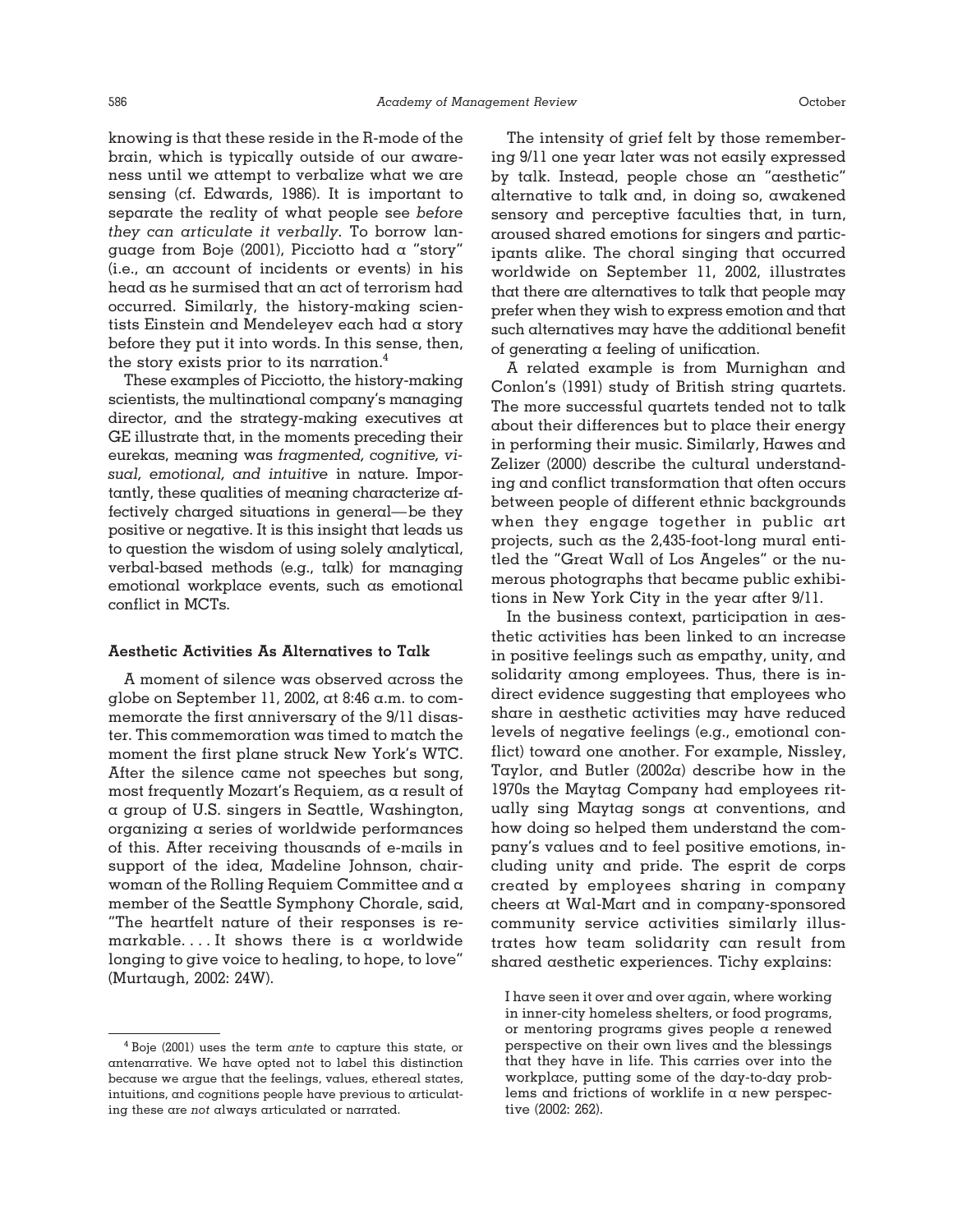knowing is that these reside in the R-mode of the brain, which is typically outside of our awareness until we attempt to verbalize what we are sensing (cf. Edwards, 1986). It is important to separate the reality of what people see *before they can articulate it verbally*. To borrow language from Boje (2001), Picciotto had a "story" (i.e., an account of incidents or events) in his head as he surmised that an act of terrorism had occurred. Similarly, the history-making scientists Einstein and Mendeleyev each had a story before they put it into words. In this sense, then, the story exists prior to its narration.[4]

These examples of Picciotto, the history-making scientists, the multinational company's managing director, and the strategy-making executives at GE illustrate that, in the moments preceding their eurekas, meaning was *fragmented, cognitive, visual, emotional, and intuitive* in nature. Importantly, these qualities of meaning characterize affectively charged situations in general—be they positive or negative. It is this insight that leads us to question the wisdom of using solely analytical, verbal-based methods (e.g., talk) for managing emotional workplace events, such as emotional conflict in MCTs.

### Aesthetic Activities As Alternatives to Talk

A moment of silence was observed across the globe on September 11, 2002, at 8:46 a.m. to commemorate the first anniversary of the 9/11 disaster. This commemoration was timed to match the moment the first plane struck New York's WTC. After the silence came not speeches but song, most frequently Mozart's Requiem, as a result of a group of U.S. singers in Seattle, Washington, organizing a series of worldwide performances of this. After receiving thousands of e-mails in support of the idea, Madeline Johnson, chairwoman of the Rolling Requiem Committee and a member of the Seattle Symphony Chorale, said, "The heartfelt nature of their responses is remarkable. . . . It shows there is a worldwide longing to give voice to healing, to hope, to love" (Murtaugh, 2002: 24W).

The intensity of grief felt by those remembering 9/11 one year later was not easily expressed by talk. Instead, people chose an "aesthetic" alternative to talk and, in doing so, awakened sensory and perceptive faculties that, in turn, aroused shared emotions for singers and participants alike. The choral singing that occurred worldwide on September 11, 2002, illustrates that there are alternatives to talk that people may prefer when they wish to express emotion and that such alternatives may have the additional benefit of generating a feeling of unification.

A related example is from Murnighan and Conlon's (1991) study of British string quartets. The more successful quartets tended not to talk about their differences but to place their energy in performing their music. Similarly, Hawes and Zelizer (2000) describe the cultural understanding and conflict transformation that often occurs between people of different ethnic backgrounds when they engage together in public art projects, such as the 2,435-foot-long mural entitled the "Great Wall of Los Angeles" or the numerous photographs that became public exhibitions in New York City in the year after 9/11.

In the business context, participation in aesthetic activities has been linked to an increase in positive feelings such as empathy, unity, and solidarity among employees. Thus, there is indirect evidence suggesting that employees who share in aesthetic activities may have reduced levels of negative feelings (e.g., emotional conflict) toward one another. For example, Nissley, Taylor, and Butler (2002a) describe how in the 1970s the Maytag Company had employees ritually sing Maytag songs at conventions, and how doing so helped them understand the company's values and to feel positive emotions, including unity and pride. The esprit de corps created by employees sharing in company cheers at Wal-Mart and in company-sponsored community service activities similarly illustrates how team solidarity can result from shared aesthetic experiences. Tichy explains:

> I have seen it over and over again, where working in inner-city homeless shelters, or food programs, or mentoring programs gives people a renewed perspective on their own lives and the blessings that they have in life. This carries over into the workplace, putting some of the day-to-day problems and frictions of worklife in a new perspective (2002: 262).

---

[4] Boje (2001) uses the term *ante* to capture this state, or antenarrative. We have opted not to label this distinction because we argue that the feelings, values, ethereal states, intuitions, and cognitions people have previous to articulating these are *not* always articulated or narrated.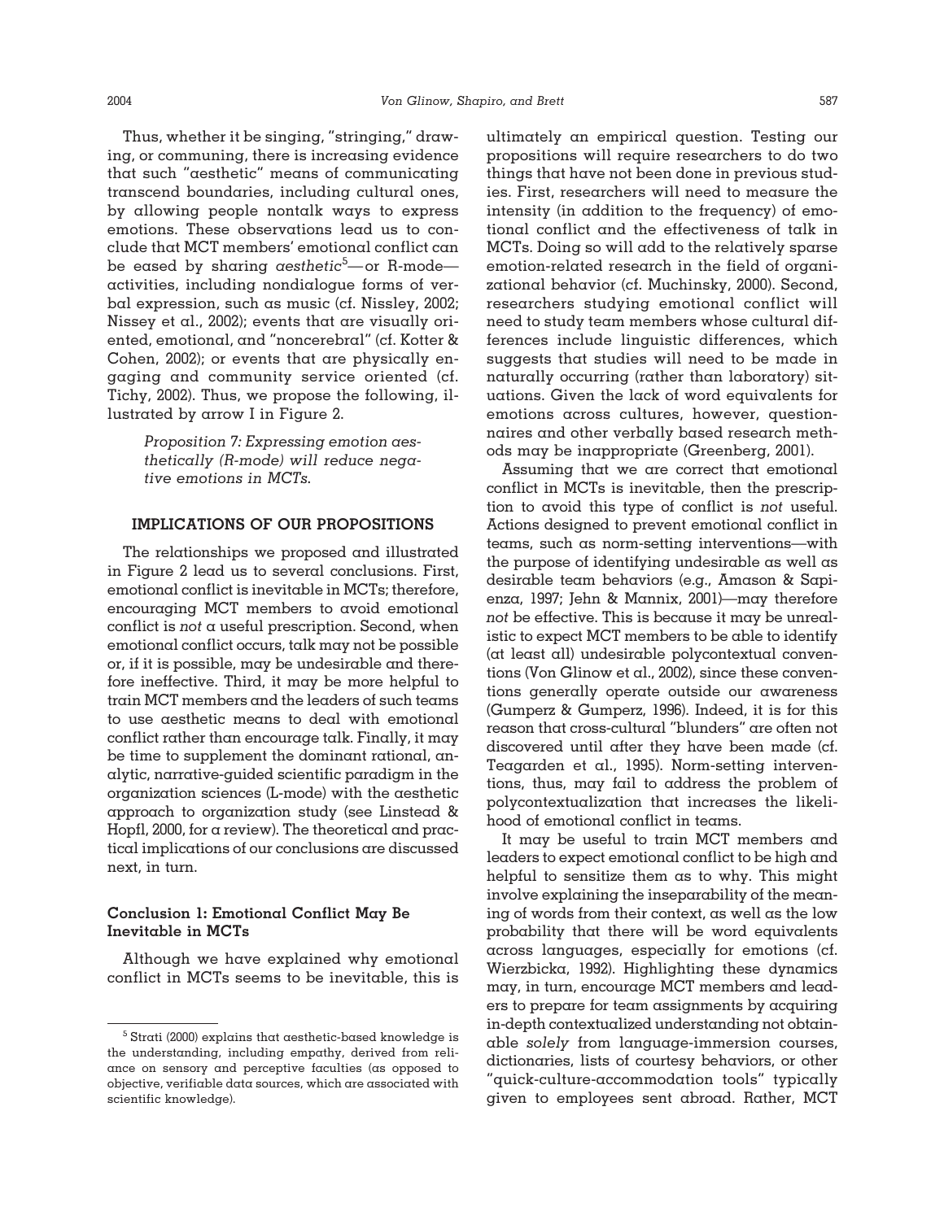Thus, whether it be singing, "stringing," drawing, or communing, there is increasing evidence that such "aesthetic" means of communicating transcend boundaries, including cultural ones, by allowing people nontalk ways to express emotions. These observations lead us to conclude that MCT members' emotional conflict can be eased by sharing *aesthetic*[5]—or R-mode—activities, including nondialogue forms of verbal expression, such as music (cf. Nissley, 2002; Nissey et al., 2002); events that are visually oriented, emotional, and "noncerebral" (cf. Kotter & Cohen, 2002); or events that are physically engaging and community service oriented (cf. Tichy, 2002). Thus, we propose the following, illustrated by arrow I in Figure 2.

> *Proposition 7: Expressing emotion aesthetically (R-mode) will reduce negative emotions in MCTs.*

## IMPLICATIONS OF OUR PROPOSITIONS

The relationships we proposed and illustrated in Figure 2 lead us to several conclusions. First, emotional conflict is inevitable in MCTs; therefore, encouraging MCT members to avoid emotional conflict is *not* a useful prescription. Second, when emotional conflict occurs, talk may not be possible or, if it is possible, may be undesirable and therefore ineffective. Third, it may be more helpful to train MCT members and the leaders of such teams to use aesthetic means to deal with emotional conflict rather than encourage talk. Finally, it may be time to supplement the dominant rational, analytic, narrative-guided scientific paradigm in the organization sciences (L-mode) with the aesthetic approach to organization study (see Linstead & Hopfl, 2000, for a review). The theoretical and practical implications of our conclusions are discussed next, in turn.

### Conclusion 1: Emotional Conflict May Be Inevitable in MCTs

Although we have explained why emotional conflict in MCTs seems to be inevitable, this is ultimately an empirical question. Testing our propositions will require researchers to do two things that have not been done in previous studies. First, researchers will need to measure the intensity (in addition to the frequency) of emotional conflict and the effectiveness of talk in MCTs. Doing so will add to the relatively sparse emotion-related research in the field of organizational behavior (cf. Muchinsky, 2000). Second, researchers studying emotional conflict will need to study team members whose cultural differences include linguistic differences, which suggests that studies will need to be made in naturally occurring (rather than laboratory) situations. Given the lack of word equivalents for emotions across cultures, however, questionnaires and other verbally based research methods may be inappropriate (Greenberg, 2001).

Assuming that we are correct that emotional conflict in MCTs is inevitable, then the prescription to avoid this type of conflict is *not* useful. Actions designed to prevent emotional conflict in teams, such as norm-setting interventions—with the purpose of identifying undesirable as well as desirable team behaviors (e.g., Amason & Sapienza, 1997; Jehn & Mannix, 2001)—may therefore *not* be effective. This is because it may be unrealistic to expect MCT members to be able to identify (at least all) undesirable polycontextual conventions (Von Glinow et al., 2002), since these conventions generally operate outside our awareness (Gumperz & Gumperz, 1996). Indeed, it is for this reason that cross-cultural "blunders" are often not discovered until after they have been made (cf. Teagarden et al., 1995). Norm-setting interventions, thus, may fail to address the problem of polycontextualization that increases the likelihood of emotional conflict in teams.

It may be useful to train MCT members and leaders to expect emotional conflict to be high and helpful to sensitize them as to why. This might involve explaining the inseparability of the meaning of words from their context, as well as the low probability that there will be word equivalents across languages, especially for emotions (cf. Wierzbicka, 1992). Highlighting these dynamics may, in turn, encourage MCT members and leaders to prepare for team assignments by acquiring in-depth contextualized understanding not obtainable *solely* from language-immersion courses, dictionaries, lists of courtesy behaviors, or other "quick-culture-accommodation tools" typically given to employees sent abroad. Rather, MCT

[5] Strati (2000) explains that aesthetic-based knowledge is the understanding, including empathy, derived from reliance on sensory and perceptive faculties (as opposed to objective, verifiable data sources, which are associated with scientific knowledge).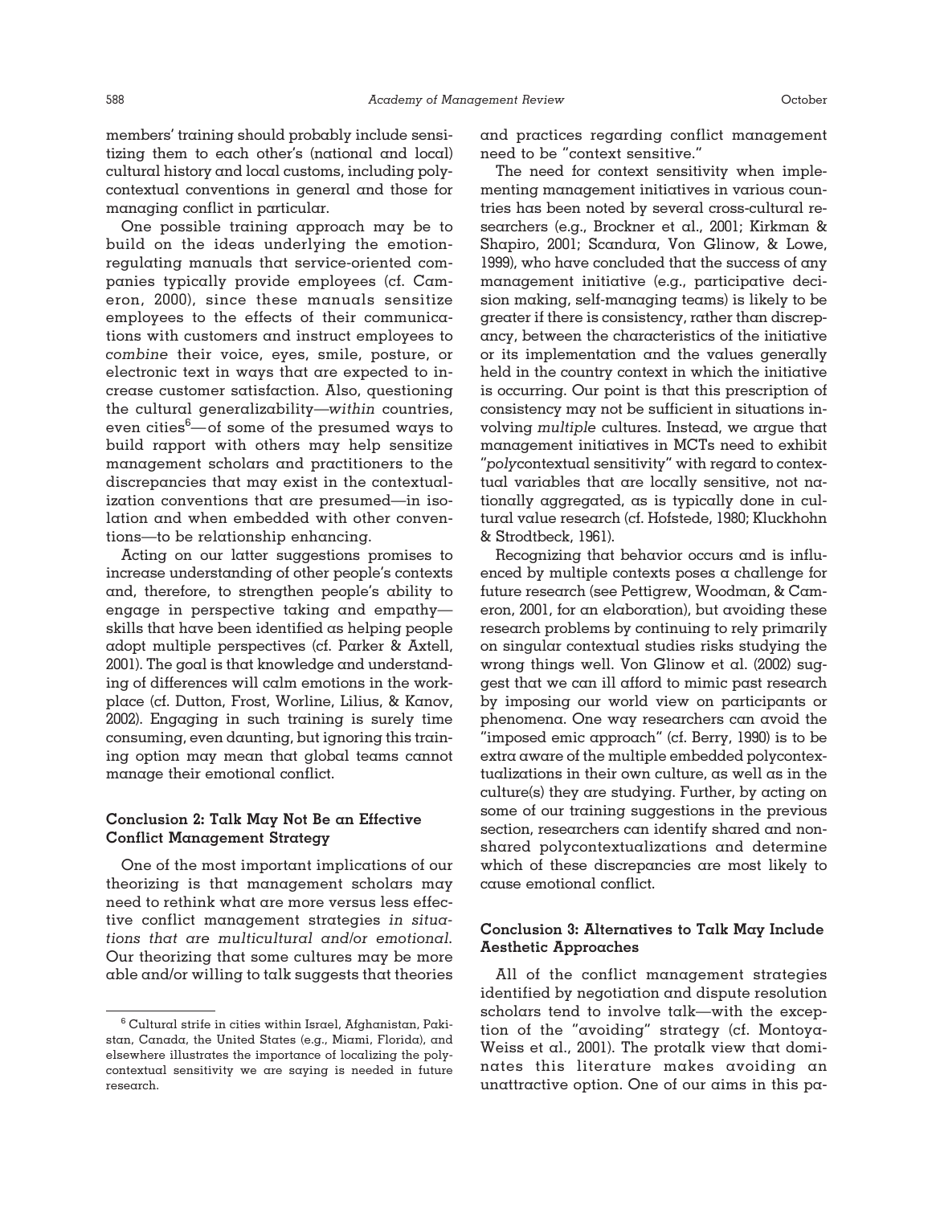members' training should probably include sensitizing them to each other's (national and local) cultural history and local customs, including polycontextual conventions in general and those for managing conflict in particular.

One possible training approach may be to build on the ideas underlying the emotion-regulating manuals that service-oriented companies typically provide employees (cf. Cameron, 2000), since these manuals sensitize employees to the effects of their communications with customers and instruct employees to *combine* their voice, eyes, smile, posture, or electronic text in ways that are expected to increase customer satisfaction. Also, questioning the cultural generalizability—*within* countries, even cities[6]—of some of the presumed ways to build rapport with others may help sensitize management scholars and practitioners to the discrepancies that may exist in the contextualization conventions that are presumed—in isolation and when embedded with other conventions—to be relationship enhancing.

Acting on our latter suggestions promises to increase understanding of other people's contexts and, therefore, to strengthen people's ability to engage in perspective taking and empathy—skills that have been identified as helping people adopt multiple perspectives (cf. Parker & Axtell, 2001). The goal is that knowledge and understanding of differences will calm emotions in the workplace (cf. Dutton, Frost, Worline, Lilius, & Kanov, 2002). Engaging in such training is surely time consuming, even daunting, but ignoring this training option may mean that global teams cannot manage their emotional conflict.

### Conclusion 2: Talk May Not Be an Effective Conflict Management Strategy

One of the most important implications of our theorizing is that management scholars may need to rethink what are more versus less effective conflict management strategies *in situations that are multicultural and/or emotional*. Our theorizing that some cultures may be more able and/or willing to talk suggests that theories and practices regarding conflict management need to be "context sensitive."

The need for context sensitivity when implementing management initiatives in various countries has been noted by several cross-cultural researchers (e.g., Brockner et al., 2001; Kirkman & Shapiro, 2001; Scandura, Von Glinow, & Lowe, 1999), who have concluded that the success of any management initiative (e.g., participative decision making, self-managing teams) is likely to be greater if there is consistency, rather than discrepancy, between the characteristics of the initiative or its implementation and the values generally held in the country context in which the initiative is occurring. Our point is that this prescription of consistency may not be sufficient in situations involving *multiple* cultures. Instead, we argue that management initiatives in MCTs need to exhibit "*poly*contextual sensitivity" with regard to contextual variables that are locally sensitive, not nationally aggregated, as is typically done in cultural value research (cf. Hofstede, 1980; Kluckhohn & Strodtbeck, 1961).

Recognizing that behavior occurs and is influenced by multiple contexts poses a challenge for future research (see Pettigrew, Woodman, & Cameron, 2001, for an elaboration), but avoiding these research problems by continuing to rely primarily on singular contextual studies risks studying the wrong things well. Von Glinow et al. (2002) suggest that we can ill afford to mimic past research by imposing our world view on participants or phenomena. One way researchers can avoid the "imposed emic approach" (cf. Berry, 1990) is to be extra aware of the multiple embedded polycontextualizations in their own culture, as well as in the culture(s) they are studying. Further, by acting on some of our training suggestions in the previous section, researchers can identify shared and nonshared polycontextualizations and determine which of these discrepancies are most likely to cause emotional conflict.

### Conclusion 3: Alternatives to Talk May Include Aesthetic Approaches

All of the conflict management strategies identified by negotiation and dispute resolution scholars tend to involve talk—with the exception of the "avoiding" strategy (cf. Montoya-Weiss et al., 2001). The protalk view that dominates this literature makes avoiding an unattractive option. One of our aims in this pa-

---

[6] Cultural strife in cities within Israel, Afghanistan, Pakistan, Canada, the United States (e.g., Miami, Florida), and elsewhere illustrates the importance of localizing the polycontextual sensitivity we are saying is needed in future research.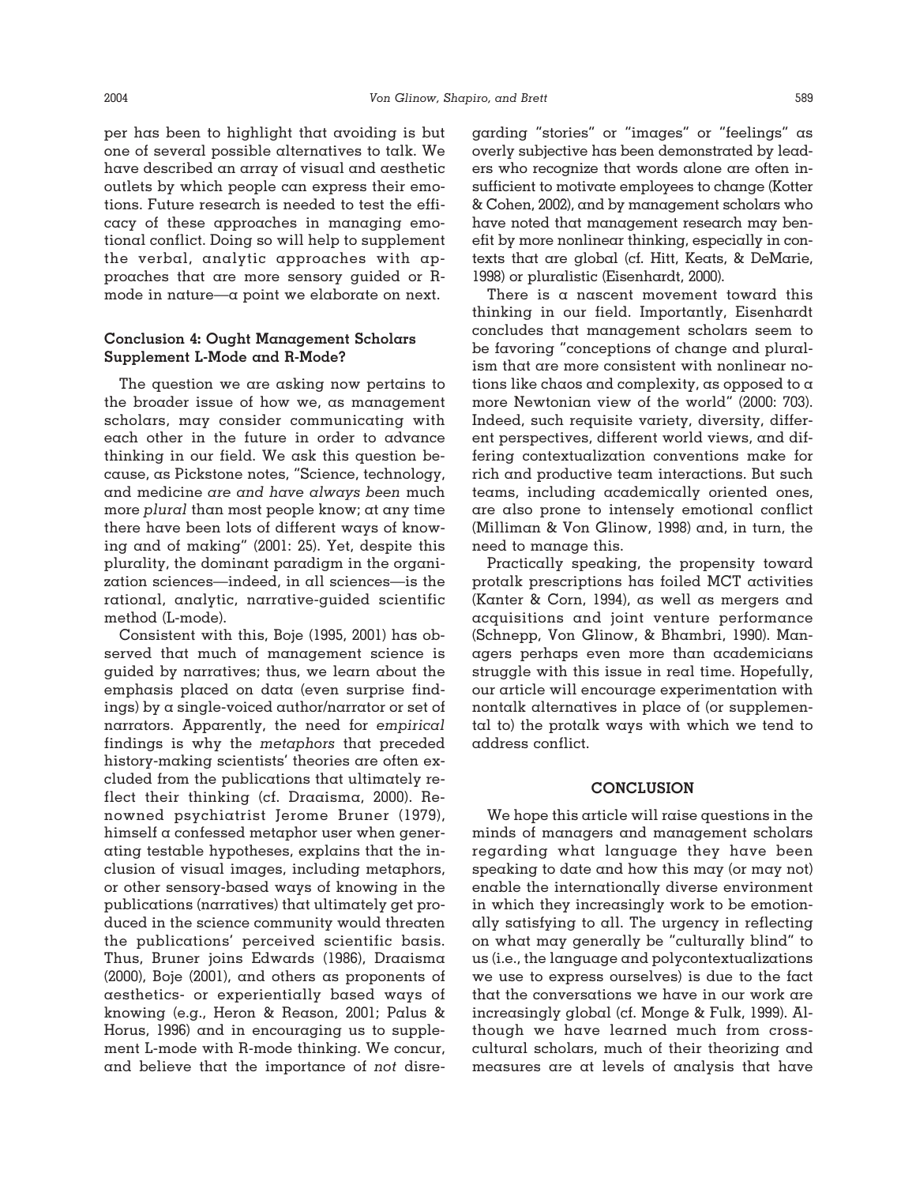per has been to highlight that avoiding is but one of several possible alternatives to talk. We have described an array of visual and aesthetic outlets by which people can express their emotions. Future research is needed to test the efficacy of these approaches in managing emotional conflict. Doing so will help to supplement the verbal, analytic approaches with approaches that are more sensory guided or R-mode in nature—a point we elaborate on next.

### Conclusion 4: Ought Management Scholars Supplement L-Mode and R-Mode?

The question we are asking now pertains to the broader issue of how we, as management scholars, may consider communicating with each other in the future in order to advance thinking in our field. We ask this question because, as Pickstone notes, "Science, technology, and medicine *are and have always been* much more *plural* than most people know; at any time there have been lots of different ways of knowing and of making" (2001: 25). Yet, despite this plurality, the dominant paradigm in the organization sciences—indeed, in all sciences—is the rational, analytic, narrative-guided scientific method (L-mode).

Consistent with this, Boje (1995, 2001) has observed that much of management science is guided by narratives; thus, we learn about the emphasis placed on data (even surprise findings) by a single-voiced author/narrator or set of narrators. Apparently, the need for *empirical* findings is why the *metaphors* that preceded history-making scientists' theories are often excluded from the publications that ultimately reflect their thinking (cf. Draaisma, 2000). Renowned psychiatrist Jerome Bruner (1979), himself a confessed metaphor user when generating testable hypotheses, explains that the inclusion of visual images, including metaphors, or other sensory-based ways of knowing in the publications (narratives) that ultimately get produced in the science community would threaten the publications' perceived scientific basis. Thus, Bruner joins Edwards (1986), Draaisma (2000), Boje (2001), and others as proponents of aesthetics- or experientially based ways of knowing (e.g., Heron & Reason, 2001; Palus & Horus, 1996) and in encouraging us to supplement L-mode with R-mode thinking. We concur, and believe that the importance of *not* disregarding "stories" or "images" or "feelings" as overly subjective has been demonstrated by leaders who recognize that words alone are often insufficient to motivate employees to change (Kotter & Cohen, 2002), and by management scholars who have noted that management research may benefit by more nonlinear thinking, especially in contexts that are global (cf. Hitt, Keats, & DeMarie, 1998) or pluralistic (Eisenhardt, 2000).

There is a nascent movement toward this thinking in our field. Importantly, Eisenhardt concludes that management scholars seem to be favoring "conceptions of change and pluralism that are more consistent with nonlinear notions like chaos and complexity, as opposed to a more Newtonian view of the world" (2000: 703). Indeed, such requisite variety, diversity, different perspectives, different world views, and differing contextualization conventions make for rich and productive team interactions. But such teams, including academically oriented ones, are also prone to intensely emotional conflict (Milliman & Von Glinow, 1998) and, in turn, the need to manage this.

Practically speaking, the propensity toward protalk prescriptions has foiled MCT activities (Kanter & Corn, 1994), as well as mergers and acquisitions and joint venture performance (Schnepp, Von Glinow, & Bhambri, 1990). Managers perhaps even more than academicians struggle with this issue in real time. Hopefully, our article will encourage experimentation with nontalk alternatives in place of (or supplemental to) the protalk ways with which we tend to address conflict.

## CONCLUSION

We hope this article will raise questions in the minds of managers and management scholars regarding what language they have been speaking to date and how this may (or may not) enable the internationally diverse environment in which they increasingly work to be emotionally satisfying to all. The urgency in reflecting on what may generally be "culturally blind" to us (i.e., the language and polycontextualizations we use to express ourselves) is due to the fact that the conversations we have in our work are increasingly global (cf. Monge & Fulk, 1999). Although we have learned much from cross-cultural scholars, much of their theorizing and measures are at levels of analysis that have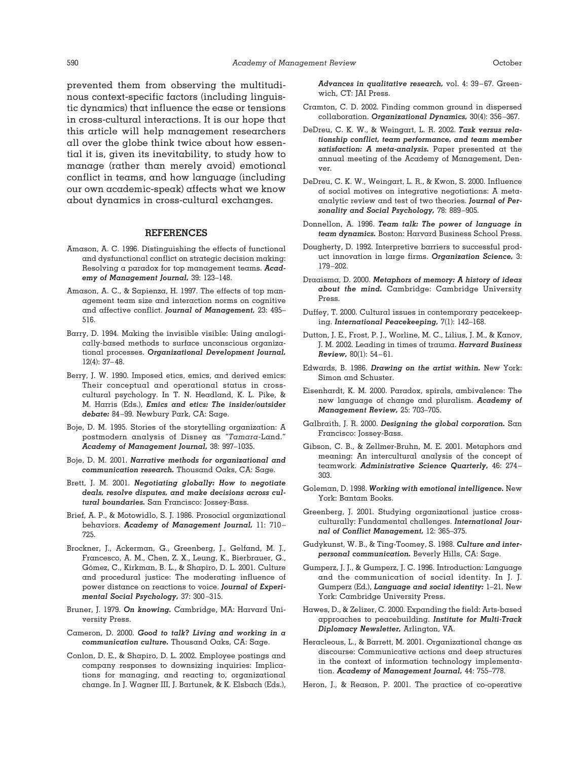prevented them from observing the multitudinous context-specific factors (including linguistic dynamics) that influence the ease or tensions in cross-cultural interactions. It is our hope that this article will help management researchers all over the globe think twice about how essential it is, given its inevitability, to study how to manage (rather than merely avoid) emotional conflict in teams, and how language (including our own academic-speak) affects what we know about dynamics in cross-cultural exchanges.

## REFERENCES

Amason, A. C. 1996. Distinguishing the effects of functional and dysfunctional conflict on strategic decision making: Resolving a paradox for top management teams. ***Academy of Management Journal,*** 39: 123–148.

Amason, A. C., & Sapienza, H. 1997. The effects of top management team size and interaction norms on cognitive and affective conflict. ***Journal of Management,*** 23: 495–516.

Barry, D. 1994. Making the invisible visible: Using analogically-based methods to surface unconscious organizational processes. ***Organizational Development Journal,*** 12(4): 37–48.

Berry, J. W. 1990. Imposed etics, emics, and derived emics: Their conceptual and operational status in cross-cultural psychology. In T. N. Headland, K. L. Pike, & M. Harris (Eds.), ***Emics and etics: The insider/outsider debate:*** 84–99. Newbury Park, CA: Sage.

Boje, D. M. 1995. Stories of the storytelling organization: A postmodern analysis of Disney as "*Tamara*-Land." ***Academy of Management Journal,*** 38: 997–1035.

Boje, D. M. 2001. ***Narrative methods for organizational and communication research.*** Thousand Oaks, CA: Sage.

Brett, J. M. 2001. ***Negotiating globally: How to negotiate deals, resolve disputes, and make decisions across cultural boundaries.*** San Francisco: Jossey-Bass.

Brief, A. P., & Motowidlo, S. J. 1986. Prosocial organizational behaviors. ***Academy of Management Journal,*** 11: 710–725.

Brockner, J., Ackerman, G., Greenberg, J., Gelfand, M. J., Francesco, A. M., Chen, Z. X., Leung, K., Bierbrauer, G., Gómez, C., Kirkman, B. L., & Shapiro, D. L. 2001. Culture and procedural justice: The moderating influence of power distance on reactions to voice. ***Journal of Experimental Social Psychology,*** 37: 300–315.

Bruner, J. 1979. ***On knowing.*** Cambridge, MA: Harvard University Press.

Cameron, D. 2000. ***Good to talk? Living and working in a communication culture.*** Thousand Oaks, CA: Sage.

Conlon, D. E., & Shapiro, D. L. 2002. Employee postings and company responses to downsizing inquiries: Implications for managing, and reacting to, organizational change. In J. Wagner III, J. Bartunek, & K. Elsbach (Eds.), ***Advances in qualitative research,*** vol. 4: 39–67. Greenwich, CT: JAI Press.

Cramton, C. D. 2002. Finding common ground in dispersed collaboration. ***Organizational Dynamics,*** 30(4): 356–367.

DeDreu, C. K. W., & Weingart, L. R. 2002. ***Task versus relationship conflict, team performance, and team member satisfaction: A meta-analysis.*** Paper presented at the annual meeting of the Academy of Management, Denver.

DeDreu, C. K. W., Weingart, L. R., & Kwon, S. 2000. Influence of social motives on integrative negotiations: A meta-analytic review and test of two theories. ***Journal of Personality and Social Psychology,*** 78: 889–905.

Donnellon, A. 1996. ***Team talk: The power of language in team dynamics.*** Boston: Harvard Business School Press.

Dougherty, D. 1992. Interpretive barriers to successful product innovation in large firms. ***Organization Science,*** 3: 179–202.

Draaisma, D. 2000. ***Metaphors of memory: A history of ideas about the mind.*** Cambridge: Cambridge University Press.

Duffey, T. 2000. Cultural issues in contemporary peacekeeping. ***International Peacekeeping,*** 7(1): 142–168.

Dutton, J. E., Frost, P. J., Worline, M. C., Lilius, J. M., & Kanov, J. M. 2002. Leading in times of trauma. ***Harvard Business Review,*** 80(1): 54–61.

Edwards, B. 1986. ***Drawing on the artist within.*** New York: Simon and Schuster.

Eisenhardt, K. M. 2000. Paradox, spirals, ambivalence: The new language of change and pluralism. ***Academy of Management Review,*** 25: 703–705.

Galbraith, J. R. 2000. ***Designing the global corporation.*** San Francisco: Jossey-Bass.

Gibson, C. B., & Zellmer-Bruhn, M. E. 2001. Metaphors and meaning: An intercultural analysis of the concept of teamwork. ***Administrative Science Quarterly,*** 46: 274–303.

Goleman, D. 1998. ***Working with emotional intelligence.*** New York: Bantam Books.

Greenberg, J. 2001. Studying organizational justice cross-culturally: Fundamental challenges. ***International Journal of Conflict Management,*** 12: 365–375.

Gudykunst, W. B., & Ting-Toomey, S. 1988. ***Culture and interpersonal communication.*** Beverly Hills, CA: Sage.

Gumperz, J. J., & Gumperz, J. C. 1996. Introduction: Language and the communication of social identity. In J. J. Gumperz (Ed.), ***Language and social identity:*** 1–21. New York: Cambridge University Press.

Hawes, D., & Zelizer, C. 2000. Expanding the field: Arts-based approaches to peacebuilding. ***Institute for Multi-Track Diplomacy Newsletter,*** Arlington, VA.

Heracleous, L., & Barrett, M. 2001. Organizational change as discourse: Communicative actions and deep structures in the context of information technology implementation. ***Academy of Management Journal,*** 44: 755–778.

Heron, J., & Reason, P. 2001. The practice of co-operative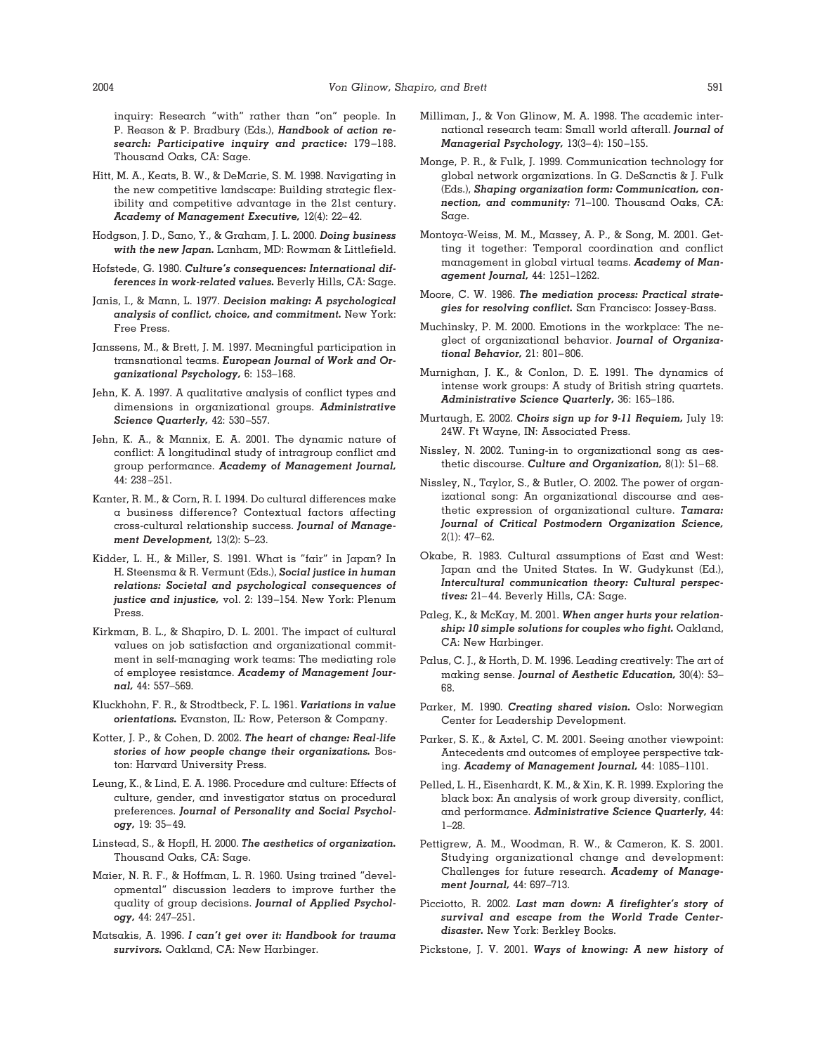inquiry: Research "with" rather than "on" people. In P. Reason & P. Bradbury (Eds.), ***Handbook of action research: Participative inquiry and practice:*** 179–188. Thousand Oaks, CA: Sage.

Hitt, M. A., Keats, B. W., & DeMarie, S. M. 1998. Navigating in the new competitive landscape: Building strategic flexibility and competitive advantage in the 21st century. ***Academy of Management Executive,*** 12(4): 22–42.

Hodgson, J. D., Sano, Y., & Graham, J. L. 2000. ***Doing business with the new Japan.*** Lanham, MD: Rowman & Littlefield.

Hofstede, G. 1980. ***Culture's consequences: International differences in work-related values.*** Beverly Hills, CA: Sage.

Janis, I., & Mann, L. 1977. ***Decision making: A psychological analysis of conflict, choice, and commitment.*** New York: Free Press.

Janssens, M., & Brett, J. M. 1997. Meaningful participation in transnational teams. ***European Journal of Work and Organizational Psychology,*** 6: 153–168.

Jehn, K. A. 1997. A qualitative analysis of conflict types and dimensions in organizational groups. ***Administrative Science Quarterly,*** 42: 530–557.

Jehn, K. A., & Mannix, E. A. 2001. The dynamic nature of conflict: A longitudinal study of intragroup conflict and group performance. ***Academy of Management Journal,*** 44: 238–251.

Kanter, R. M., & Corn, R. I. 1994. Do cultural differences make a business difference? Contextual factors affecting cross-cultural relationship success. ***Journal of Management Development,*** 13(2): 5–23.

Kidder, L. H., & Miller, S. 1991. What is "fair" in Japan? In H. Steensma & R. Vermunt (Eds.), ***Social justice in human relations: Societal and psychological consequences of justice and injustice,*** vol. 2: 139–154. New York: Plenum Press.

Kirkman, B. L., & Shapiro, D. L. 2001. The impact of cultural values on job satisfaction and organizational commitment in self-managing work teams: The mediating role of employee resistance. ***Academy of Management Journal,*** 44: 557–569.

Kluckhohn, F. R., & Strodtbeck, F. L. 1961. ***Variations in value orientations.*** Evanston, IL: Row, Peterson & Company.

Kotter, J. P., & Cohen, D. 2002. ***The heart of change: Real-life stories of how people change their organizations.*** Boston: Harvard University Press.

Leung, K., & Lind, E. A. 1986. Procedure and culture: Effects of culture, gender, and investigator status on procedural preferences. ***Journal of Personality and Social Psychology,*** 19: 35–49.

Linstead, S., & Hopfl, H. 2000. ***The aesthetics of organization.*** Thousand Oaks, CA: Sage.

Maier, N. R. F., & Hoffman, L. R. 1960. Using trained "developmental" discussion leaders to improve further the quality of group decisions. ***Journal of Applied Psychology,*** 44: 247–251.

Matsakis, A. 1996. ***I can't get over it: Handbook for trauma survivors.*** Oakland, CA: New Harbinger.

Milliman, J., & Von Glinow, M. A. 1998. The academic international research team: Small world afterall. ***Journal of Managerial Psychology,*** 13(3–4): 150–155.

Monge, P. R., & Fulk, J. 1999. Communication technology for global network organizations. In G. DeSanctis & J. Fulk (Eds.), ***Shaping organization form: Communication, connection, and community:*** 71–100. Thousand Oaks, CA: Sage.

Montoya-Weiss, M. M., Massey, A. P., & Song, M. 2001. Getting it together: Temporal coordination and conflict management in global virtual teams. ***Academy of Management Journal,*** 44: 1251–1262.

Moore, C. W. 1986. ***The mediation process: Practical strategies for resolving conflict.*** San Francisco: Jossey-Bass.

Muchinsky, P. M. 2000. Emotions in the workplace: The neglect of organizational behavior. ***Journal of Organizational Behavior,*** 21: 801–806.

Murnighan, J. K., & Conlon, D. E. 1991. The dynamics of intense work groups: A study of British string quartets. ***Administrative Science Quarterly,*** 36: 165–186.

Murtaugh, E. 2002. ***Choirs sign up for 9-11 Requiem,*** July 19: 24W. Ft Wayne, IN: Associated Press.

Nissley, N. 2002. Tuning-in to organizational song as aesthetic discourse. ***Culture and Organization,*** 8(1): 51–68.

Nissley, N., Taylor, S., & Butler, O. 2002. The power of organizational song: An organizational discourse and aesthetic expression of organizational culture. ***Tamara: Journal of Critical Postmodern Organization Science,*** 2(1): 47–62.

Okabe, R. 1983. Cultural assumptions of East and West: Japan and the United States. In W. Gudykunst (Ed.), ***Intercultural communication theory: Cultural perspectives:*** 21–44. Beverly Hills, CA: Sage.

Paleg, K., & McKay, M. 2001. ***When anger hurts your relationship: 10 simple solutions for couples who fight.*** Oakland, CA: New Harbinger.

Palus, C. J., & Horth, D. M. 1996. Leading creatively: The art of making sense. ***Journal of Aesthetic Education,*** 30(4): 53–68.

Parker, M. 1990. ***Creating shared vision.*** Oslo: Norwegian Center for Leadership Development.

Parker, S. K., & Axtel, C. M. 2001. Seeing another viewpoint: Antecedents and outcomes of employee perspective taking. ***Academy of Management Journal,*** 44: 1085–1101.

Pelled, L. H., Eisenhardt, K. M., & Xin, K. R. 1999. Exploring the black box: An analysis of work group diversity, conflict, and performance. ***Administrative Science Quarterly,*** 44: 1–28.

Pettigrew, A. M., Woodman, R. W., & Cameron, K. S. 2001. Studying organizational change and development: Challenges for future research. ***Academy of Management Journal,*** 44: 697–713.

Picciotto, R. 2002. ***Last man down: A firefighter's story of survival and escape from the World Trade Center disaster.*** New York: Berkley Books.

Pickstone, J. V. 2001. ***Ways of knowing: A new history of***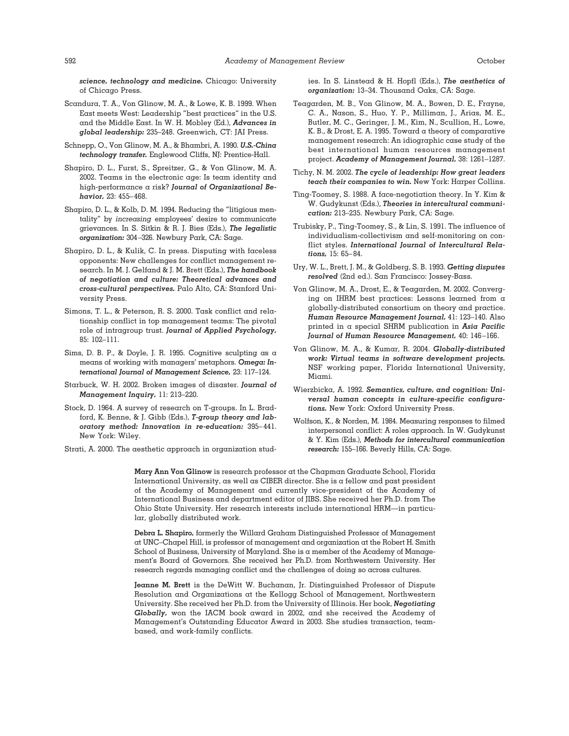*science, technology and medicine.* Chicago: University of Chicago Press.

Scandura, T. A., Von Glinow, M. A., & Lowe, K. B. 1999. When East meets West: Leadership "best practices" in the U.S. and the Middle East. In W. H. Mobley (Ed.), ***Advances in global leadership:*** 235–248. Greenwich, CT: JAI Press.

Schnepp, O., Von Glinow, M. A., & Bhambri, A. 1990. ***U.S.-China technology transfer.*** Englewood Cliffs, NJ: Prentice-Hall.

Shapiro, D. L., Furst, S., Spreitzer, G., & Von Glinow, M. A. 2002. Teams in the electronic age: Is team identity and high-performance a risk? ***Journal of Organizational Behavior,*** 23: 455–468.

Shapiro, D. L., & Kolb, D. M. 1994. Reducing the "litigious mentality" by *increasing* employees' desire to communicate grievances. In S. Sitkin & R. J. Bies (Eds.), ***The legalistic organization:*** 304–326. Newbury Park, CA: Sage.

Shapiro, D. L., & Kulik, C. In press. Disputing with faceless opponents: New challenges for conflict management research. In M. J. Gelfand & J. M. Brett (Eds.), ***The handbook of negotiation and culture: Theoretical advances and cross-cultural perspectives.*** Palo Alto, CA: Stanford University Press.

Simons, T. L., & Peterson, R. S. 2000. Task conflict and relationship conflict in top management teams: The pivotal role of intragroup trust. ***Journal of Applied Psychology,*** 85: 102–111.

Sims, D. B. P., & Doyle, J. R. 1995. Cognitive sculpting as a means of working with managers' metaphors. ***Omega: International Journal of Management Science,*** 23: 117–124.

Starbuck, W. H. 2002. Broken images of disaster. ***Journal of Management Inquiry,*** 11: 213–220.

Stock, D. 1964. A survey of research on T-groups. In L. Bradford, K. Benne, & J. Gibb (Eds.), ***T-group theory and laboratory method: Innovation in re-education:*** 395–441. New York: Wiley.

Strati, A. 2000. The aesthetic approach in organization studies. In S. Linstead & H. Hopfl (Eds.), ***The aesthetics of organization:*** 13–34. Thousand Oaks, CA: Sage.

Teagarden, M. B., Von Glinow, M. A., Bowen, D. E., Frayne, C. A., Nason, S., Huo, Y. P., Milliman, J., Arias, M. E., Butler, M. C., Geringer, J. M., Kim, N., Scullion, H., Lowe, K. B., & Drost, E. A. 1995. Toward a theory of comparative management research: An idiographic case study of the best international human resources management project. ***Academy of Management Journal,*** 38: 1261–1287.

Tichy, N. M. 2002. ***The cycle of leadership: How great leaders teach their companies to win.*** New York: Harper Collins.

Ting-Toomey, S. 1988. A face-negotiation theory. In Y. Kim & W. Gudykunst (Eds.), ***Theories in intercultural communication:*** 213–235. Newbury Park, CA: Sage.

Trubisky, P., Ting-Toomey, S., & Lin, S. 1991. The influence of individualism-collectivism and self-monitoring on conflict styles. ***International Journal of Intercultural Relations,*** 15: 65–84.

Ury, W. L., Brett, J. M., & Goldberg, S. B. 1993. ***Getting disputes resolved*** (2nd ed.). San Francisco: Jossey-Bass.

Von Glinow, M. A., Drost, E., & Teagarden, M. 2002. Converging on IHRM best practices: Lessons learned from a globally-distributed consortium on theory and practice. ***Human Resource Management Journal,*** 41: 123–140. Also printed in a special SHRM publication in ***Asia Pacific Journal of Human Resource Management,*** 40: 146–166.

Von Glinow, M. A., & Kumar, R. 2004. ***Globally-distributed work: Virtual teams in software development projects.*** NSF working paper, Florida International University, Miami.

Wierzbicka, A. 1992. ***Semantics, culture, and cognition: Universal human concepts in culture-specific configurations.*** New York: Oxford University Press.

Wolfson, K., & Norden, M. 1984. Measuring responses to filmed interpersonal conflict: A roles approach. In W. Gudykunst & Y. Kim (Eds.), ***Methods for intercultural communication research:*** 155–166. Beverly Hills, CA: Sage.

**Mary Ann Von Glinow** is research professor at the Chapman Graduate School, Florida International University, as well as CIBER director. She is a fellow and past president of the Academy of Management and currently vice-president of the Academy of International Business and department editor of JIBS. She received her Ph.D. from The Ohio State University. Her research interests include international HRM—in particular, globally distributed work.

**Debra L. Shapiro,** formerly the Willard Graham Distinguished Professor of Management at UNC–Chapel Hill, is professor of management and organization at the Robert H. Smith School of Business, University of Maryland. She is a member of the Academy of Management's Board of Governors. She received her Ph.D. from Northwestern University. Her research regards managing conflict and the challenges of doing so across cultures.

**Jeanne M. Brett** is the DeWitt W. Buchanan, Jr. Distinguished Professor of Dispute Resolution and Organizations at the Kellogg School of Management, Northwestern University. She received her Ph.D. from the University of Illinois. Her book, ***Negotiating Globally,*** won the IACM book award in 2002, and she received the Academy of Management's Outstanding Educator Award in 2003. She studies transaction, team-based, and work-family conflicts.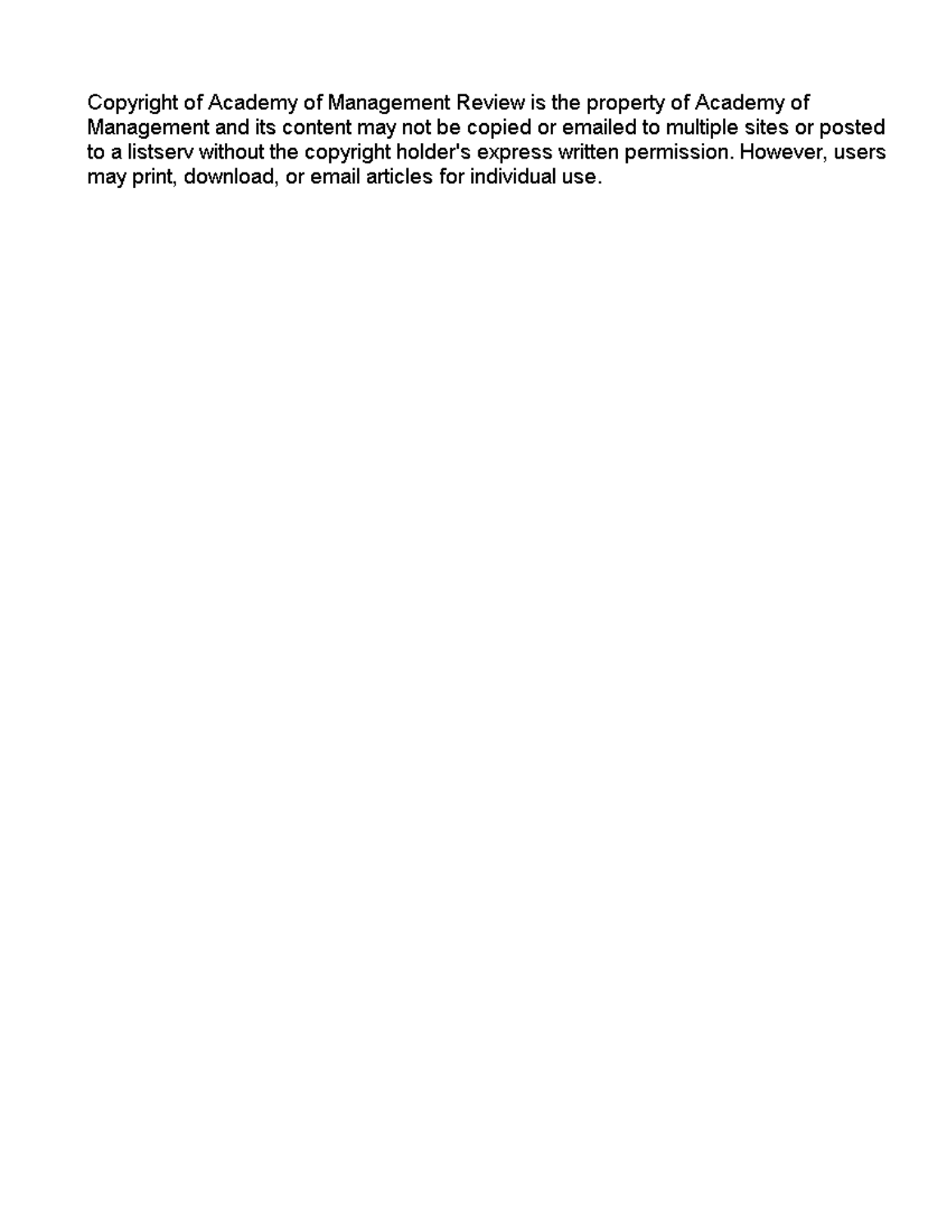Copyright of Academy of Management Review is the property of Academy of Management and its content may not be copied or emailed to multiple sites or posted to a listserv without the copyright holder's express written permission. However, users may print, download, or email articles for individual use.